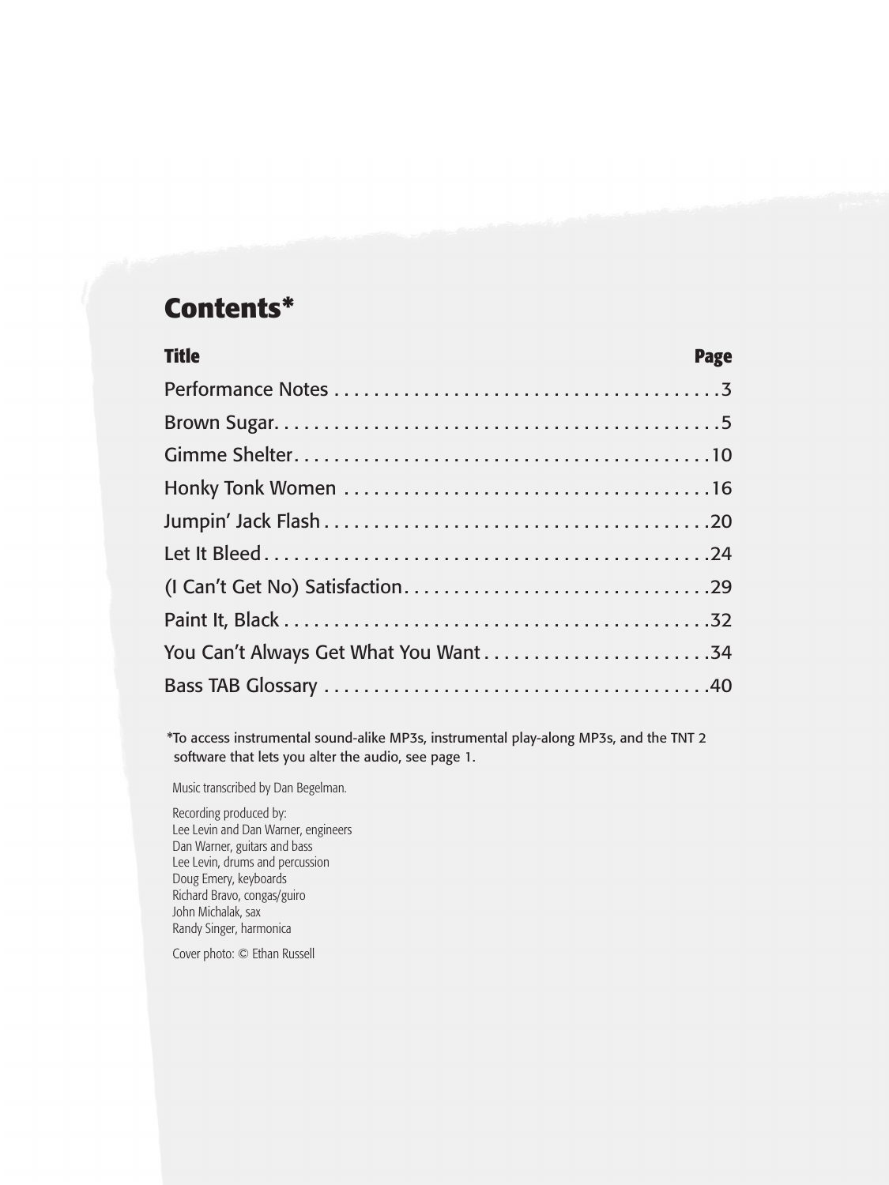# Contents*

| Title | Page |
|---|---|
| Performance Notes | 3 |
| Brown Sugar | 5 |
| Gimme Shelter | 10 |
| Honky Tonk Women | 16 |
| Jumpin' Jack Flash | 20 |
| Let It Bleed | 24 |
| (I Can't Get No) Satisfaction | 29 |
| Paint It, Black | 32 |
| You Can't Always Get What You Want | 34 |
| Bass TAB Glossary | 40 |

*To access instrumental sound-alike MP3s, instrumental play-along MP3s, and the TNT 2 software that lets you alter the audio, see page 1.

Music transcribed by Dan Begelman.

Recording produced by:
Lee Levin and Dan Warner, engineers
Dan Warner, guitars and bass
Lee Levin, drums and percussion
Doug Emery, keyboards
Richard Bravo, congas/guiro
John Michalak, sax
Randy Singer, harmonica

Cover photo: © Ethan Russell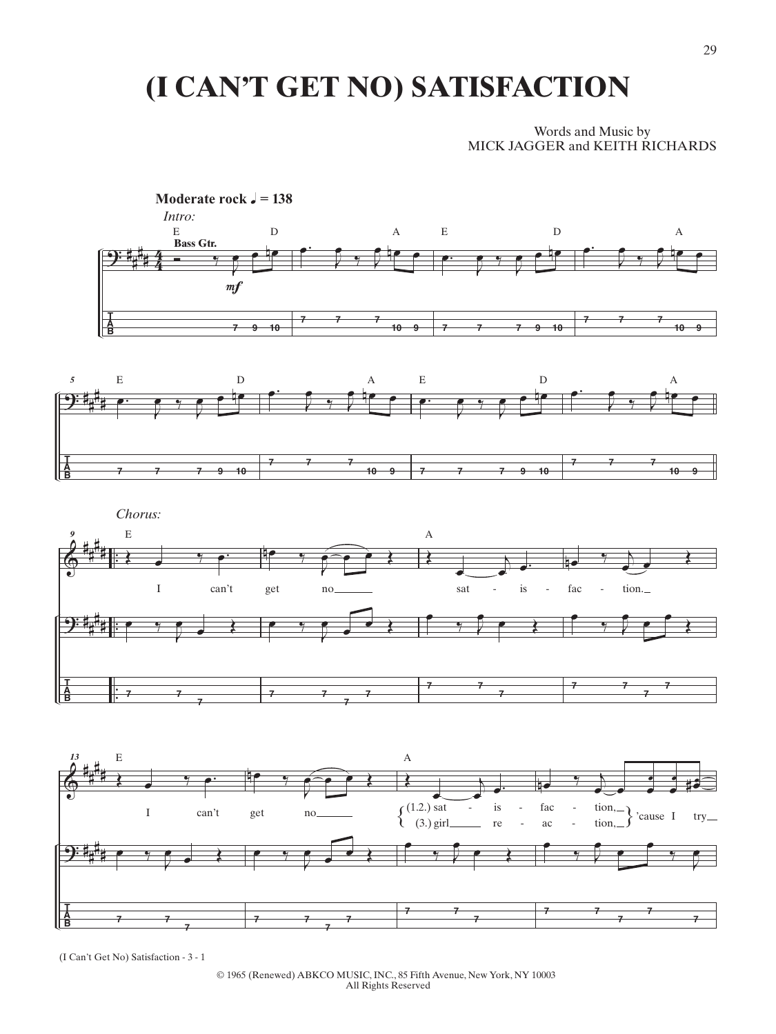# (I CAN'T GET NO) SATISFACTION

Words and Music by
MICK JAGGER and KEITH RICHARDS

**Moderate rock** ♩ = 138

*Intro:*

E D A E D A

Bass Gtr.

*mf*

E D A E D A

*Chorus:*

E A

I can't get no sat - is - fac - tion.

E A

I can't get no (1.2.) sat - is - fac - tion, (3.) girl re - ac - tion, 'cause I try

© 1965 (Renewed) ABKCO MUSIC, INC., 85 Fifth Avenue, New York, NY 10003
All Rights Reserved